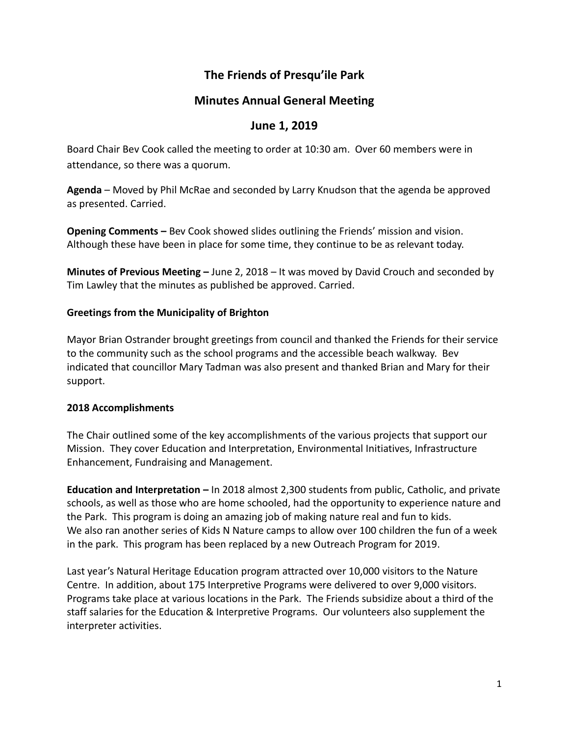# The Friends of Presqu'ile Park

## Minutes Annual General Meeting

## June 1, 2019

Board Chair Bev Cook called the meeting to order at 10:30 am. Over 60 members were in attendance, so there was a quorum.

**Agenda** – Moved by Phil McRae and seconded by Larry Knudson that the agenda be approved as presented. Carried.

**Opening Comments –** Bev Cook showed slides outlining the Friends' mission and vision. Although these have been in place for some time, they continue to be as relevant today.

**Minutes of Previous Meeting –** June 2, 2018 – It was moved by David Crouch and seconded by Tim Lawley that the minutes as published be approved. Carried.

**Greetings from the Municipality of Brighton**

Mayor Brian Ostrander brought greetings from council and thanked the Friends for their service to the community such as the school programs and the accessible beach walkway. Bev indicated that councillor Mary Tadman was also present and thanked Brian and Mary for their support.

**2018 Accomplishments**

The Chair outlined some of the key accomplishments of the various projects that support our Mission. They cover Education and Interpretation, Environmental Initiatives, Infrastructure Enhancement, Fundraising and Management.

**Education and Interpretation –** In 2018 almost 2,300 students from public, Catholic, and private schools, as well as those who are home schooled, had the opportunity to experience nature and the Park. This program is doing an amazing job of making nature real and fun to kids.
We also ran another series of Kids N Nature camps to allow over 100 children the fun of a week in the park. This program has been replaced by a new Outreach Program for 2019.

Last year's Natural Heritage Education program attracted over 10,000 visitors to the Nature Centre. In addition, about 175 Interpretive Programs were delivered to over 9,000 visitors. Programs take place at various locations in the Park. The Friends subsidize about a third of the staff salaries for the Education & Interpretive Programs. Our volunteers also supplement the interpreter activities.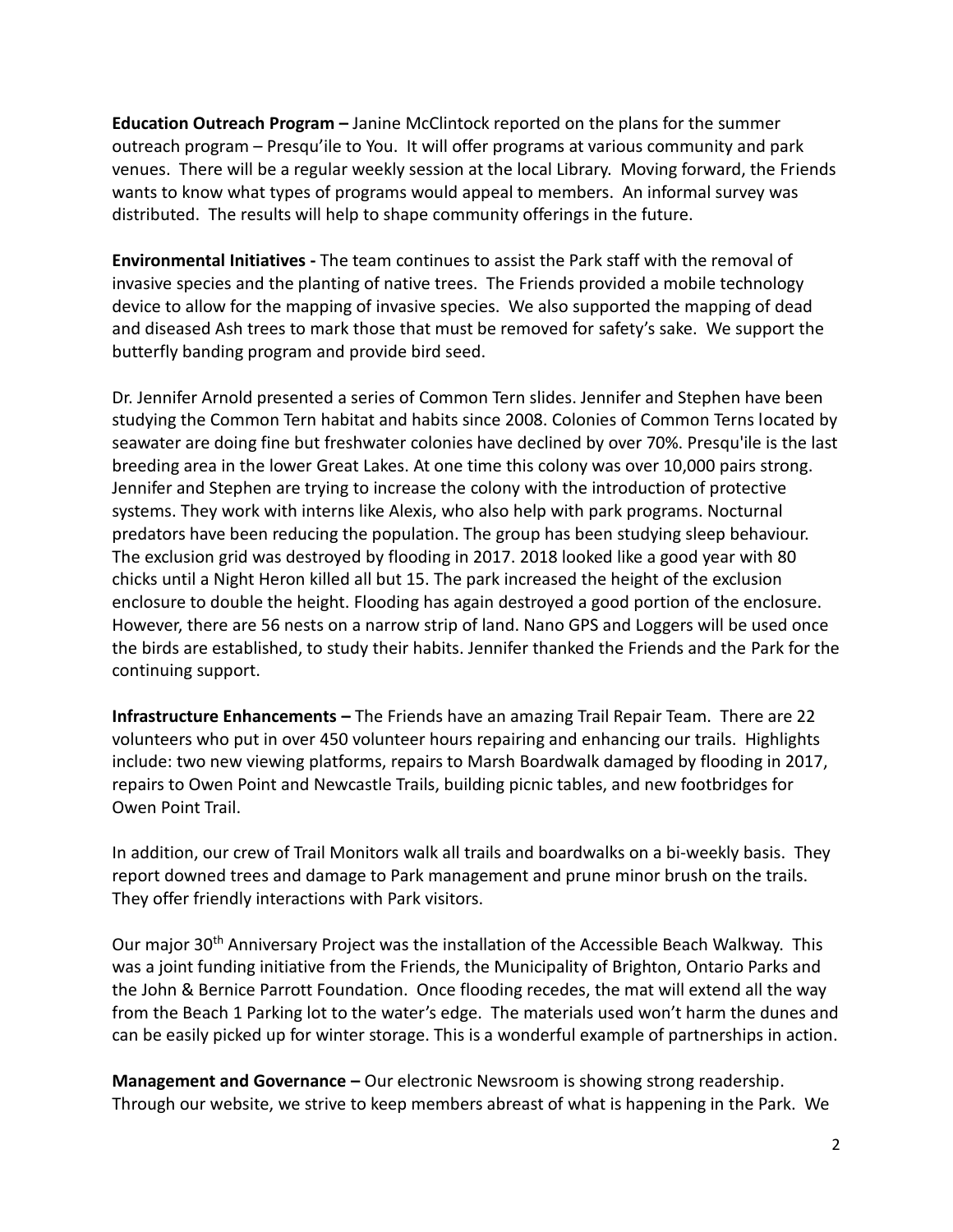**Education Outreach Program –** Janine McClintock reported on the plans for the summer outreach program – Presqu'ile to You. It will offer programs at various community and park venues. There will be a regular weekly session at the local Library. Moving forward, the Friends wants to know what types of programs would appeal to members. An informal survey was distributed. The results will help to shape community offerings in the future.

**Environmental Initiatives -** The team continues to assist the Park staff with the removal of invasive species and the planting of native trees. The Friends provided a mobile technology device to allow for the mapping of invasive species. We also supported the mapping of dead and diseased Ash trees to mark those that must be removed for safety's sake. We support the butterfly banding program and provide bird seed.

Dr. Jennifer Arnold presented a series of Common Tern slides. Jennifer and Stephen have been studying the Common Tern habitat and habits since 2008. Colonies of Common Terns located by seawater are doing fine but freshwater colonies have declined by over 70%. Presqu'ile is the last breeding area in the lower Great Lakes. At one time this colony was over 10,000 pairs strong. Jennifer and Stephen are trying to increase the colony with the introduction of protective systems. They work with interns like Alexis, who also help with park programs. Nocturnal predators have been reducing the population. The group has been studying sleep behaviour. The exclusion grid was destroyed by flooding in 2017. 2018 looked like a good year with 80 chicks until a Night Heron killed all but 15. The park increased the height of the exclusion enclosure to double the height. Flooding has again destroyed a good portion of the enclosure. However, there are 56 nests on a narrow strip of land. Nano GPS and Loggers will be used once the birds are established, to study their habits. Jennifer thanked the Friends and the Park for the continuing support.

**Infrastructure Enhancements –** The Friends have an amazing Trail Repair Team. There are 22 volunteers who put in over 450 volunteer hours repairing and enhancing our trails. Highlights include: two new viewing platforms, repairs to Marsh Boardwalk damaged by flooding in 2017, repairs to Owen Point and Newcastle Trails, building picnic tables, and new footbridges for Owen Point Trail.

In addition, our crew of Trail Monitors walk all trails and boardwalks on a bi-weekly basis. They report downed trees and damage to Park management and prune minor brush on the trails. They offer friendly interactions with Park visitors.

Our major 30th Anniversary Project was the installation of the Accessible Beach Walkway. This was a joint funding initiative from the Friends, the Municipality of Brighton, Ontario Parks and the John & Bernice Parrott Foundation. Once flooding recedes, the mat will extend all the way from the Beach 1 Parking lot to the water's edge. The materials used won't harm the dunes and can be easily picked up for winter storage. This is a wonderful example of partnerships in action.

**Management and Governance –** Our electronic Newsroom is showing strong readership. Through our website, we strive to keep members abreast of what is happening in the Park. We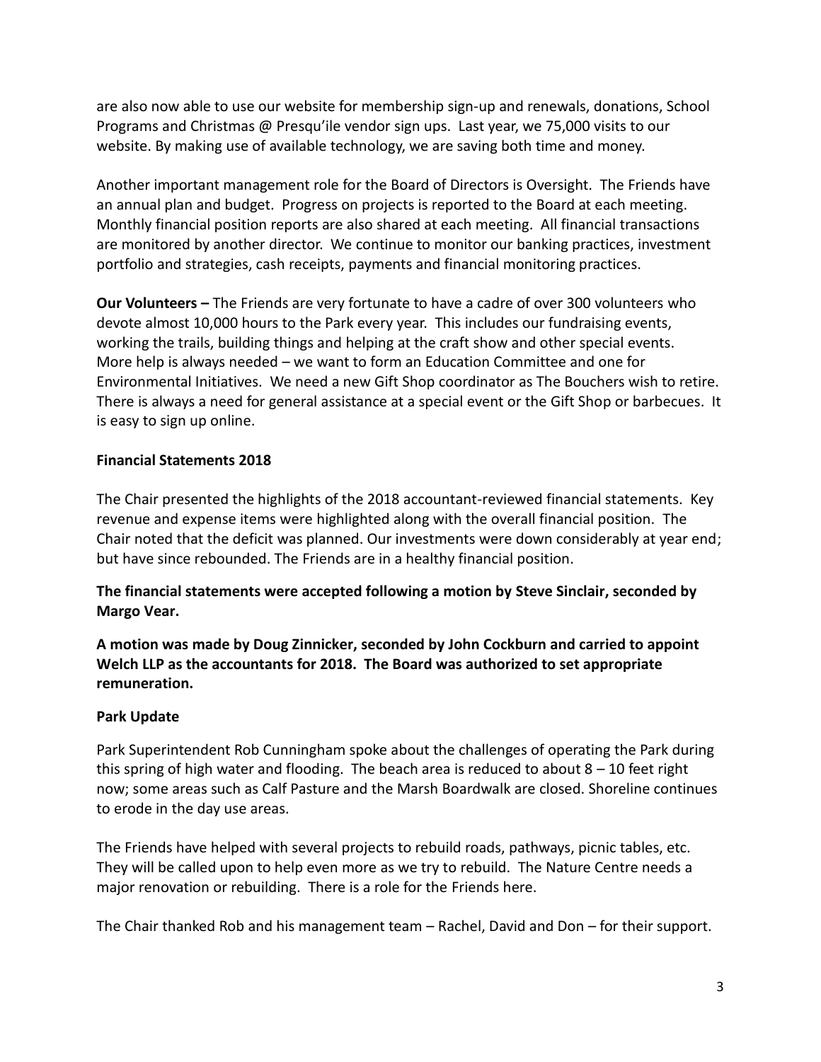are also now able to use our website for membership sign-up and renewals, donations, School Programs and Christmas @ Presqu'ile vendor sign ups. Last year, we 75,000 visits to our website. By making use of available technology, we are saving both time and money.

Another important management role for the Board of Directors is Oversight. The Friends have an annual plan and budget. Progress on projects is reported to the Board at each meeting. Monthly financial position reports are also shared at each meeting. All financial transactions are monitored by another director. We continue to monitor our banking practices, investment portfolio and strategies, cash receipts, payments and financial monitoring practices.

**Our Volunteers –** The Friends are very fortunate to have a cadre of over 300 volunteers who devote almost 10,000 hours to the Park every year. This includes our fundraising events, working the trails, building things and helping at the craft show and other special events. More help is always needed – we want to form an Education Committee and one for Environmental Initiatives. We need a new Gift Shop coordinator as The Bouchers wish to retire. There is always a need for general assistance at a special event or the Gift Shop or barbecues. It is easy to sign up online.

**Financial Statements 2018**

The Chair presented the highlights of the 2018 accountant-reviewed financial statements. Key revenue and expense items were highlighted along with the overall financial position. The Chair noted that the deficit was planned. Our investments were down considerably at year end; but have since rebounded. The Friends are in a healthy financial position.

**The financial statements were accepted following a motion by Steve Sinclair, seconded by Margo Vear.**

**A motion was made by Doug Zinnicker, seconded by John Cockburn and carried to appoint Welch LLP as the accountants for 2018. The Board was authorized to set appropriate remuneration.**

**Park Update**

Park Superintendent Rob Cunningham spoke about the challenges of operating the Park during this spring of high water and flooding. The beach area is reduced to about 8 – 10 feet right now; some areas such as Calf Pasture and the Marsh Boardwalk are closed. Shoreline continues to erode in the day use areas.

The Friends have helped with several projects to rebuild roads, pathways, picnic tables, etc. They will be called upon to help even more as we try to rebuild. The Nature Centre needs a major renovation or rebuilding. There is a role for the Friends here.

The Chair thanked Rob and his management team – Rachel, David and Don – for their support.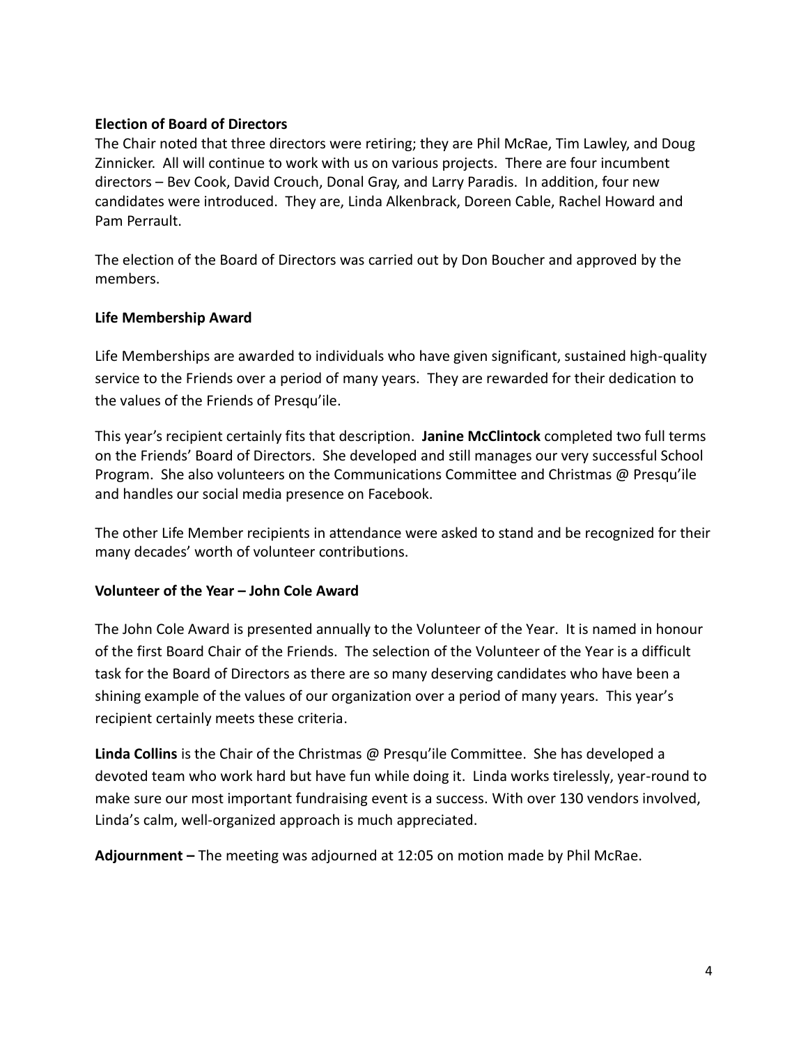**Election of Board of Directors**

The Chair noted that three directors were retiring; they are Phil McRae, Tim Lawley, and Doug Zinnicker. All will continue to work with us on various projects. There are four incumbent directors – Bev Cook, David Crouch, Donal Gray, and Larry Paradis. In addition, four new candidates were introduced. They are, Linda Alkenbrack, Doreen Cable, Rachel Howard and Pam Perrault.

The election of the Board of Directors was carried out by Don Boucher and approved by the members.

**Life Membership Award**

Life Memberships are awarded to individuals who have given significant, sustained high-quality service to the Friends over a period of many years. They are rewarded for their dedication to the values of the Friends of Presqu'ile.

This year's recipient certainly fits that description. **Janine McClintock** completed two full terms on the Friends' Board of Directors. She developed and still manages our very successful School Program. She also volunteers on the Communications Committee and Christmas @ Presqu'ile and handles our social media presence on Facebook.

The other Life Member recipients in attendance were asked to stand and be recognized for their many decades' worth of volunteer contributions.

**Volunteer of the Year – John Cole Award**

The John Cole Award is presented annually to the Volunteer of the Year. It is named in honour of the first Board Chair of the Friends. The selection of the Volunteer of the Year is a difficult task for the Board of Directors as there are so many deserving candidates who have been a shining example of the values of our organization over a period of many years. This year's recipient certainly meets these criteria.

**Linda Collins** is the Chair of the Christmas @ Presqu'ile Committee. She has developed a devoted team who work hard but have fun while doing it. Linda works tirelessly, year-round to make sure our most important fundraising event is a success. With over 130 vendors involved, Linda's calm, well-organized approach is much appreciated.

**Adjournment –** The meeting was adjourned at 12:05 on motion made by Phil McRae.